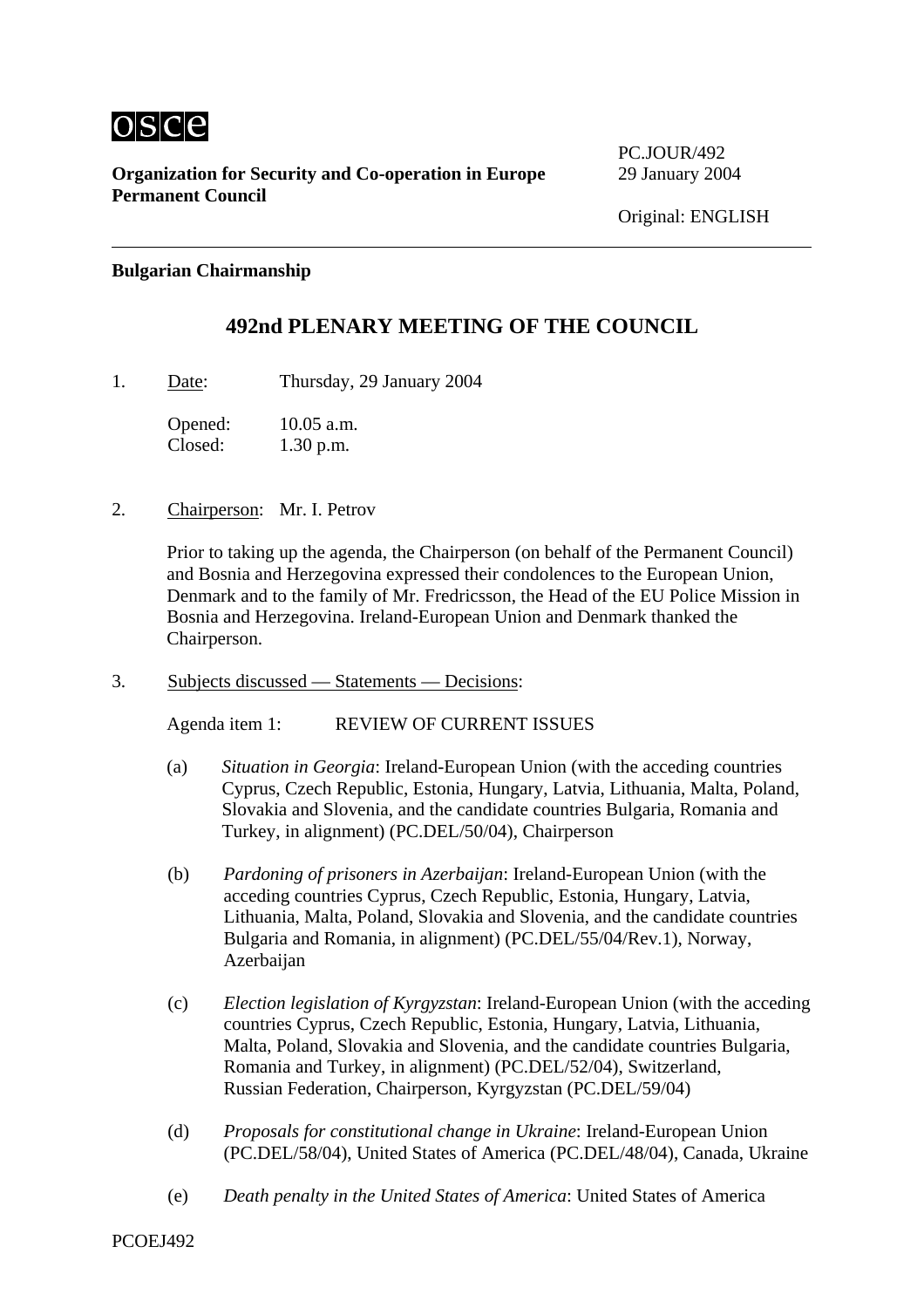**Organization for Security and Co-operation in Europe**
**Permanent Council**

PC.JOUR/492
29 January 2004

Original: ENGLISH

---

**Bulgarian Chairmanship**

## 492nd PLENARY MEETING OF THE COUNCIL

1. Date: Thursday, 29 January 2004

   Opened: 10.05 a.m.
   Closed: 1.30 p.m.

2. Chairperson: Mr. I. Petrov

   Prior to taking up the agenda, the Chairperson (on behalf of the Permanent Council) and Bosnia and Herzegovina expressed their condolences to the European Union, Denmark and to the family of Mr. Fredricsson, the Head of the EU Police Mission in Bosnia and Herzegovina. Ireland-European Union and Denmark thanked the Chairperson.

3. Subjects discussed — Statements — Decisions:

   Agenda item 1: REVIEW OF CURRENT ISSUES

   (a) *Situation in Georgia*: Ireland-European Union (with the acceding countries Cyprus, Czech Republic, Estonia, Hungary, Latvia, Lithuania, Malta, Poland, Slovakia and Slovenia, and the candidate countries Bulgaria, Romania and Turkey, in alignment) (PC.DEL/50/04), Chairperson

   (b) *Pardoning of prisoners in Azerbaijan*: Ireland-European Union (with the acceding countries Cyprus, Czech Republic, Estonia, Hungary, Latvia, Lithuania, Malta, Poland, Slovakia and Slovenia, and the candidate countries Bulgaria and Romania, in alignment) (PC.DEL/55/04/Rev.1), Norway, Azerbaijan

   (c) *Election legislation of Kyrgyzstan*: Ireland-European Union (with the acceding countries Cyprus, Czech Republic, Estonia, Hungary, Latvia, Lithuania, Malta, Poland, Slovakia and Slovenia, and the candidate countries Bulgaria, Romania and Turkey, in alignment) (PC.DEL/52/04), Switzerland, Russian Federation, Chairperson, Kyrgyzstan (PC.DEL/59/04)

   (d) *Proposals for constitutional change in Ukraine*: Ireland-European Union (PC.DEL/58/04), United States of America (PC.DEL/48/04), Canada, Ukraine

   (e) *Death penalty in the United States of America*: United States of America

PCOEJ492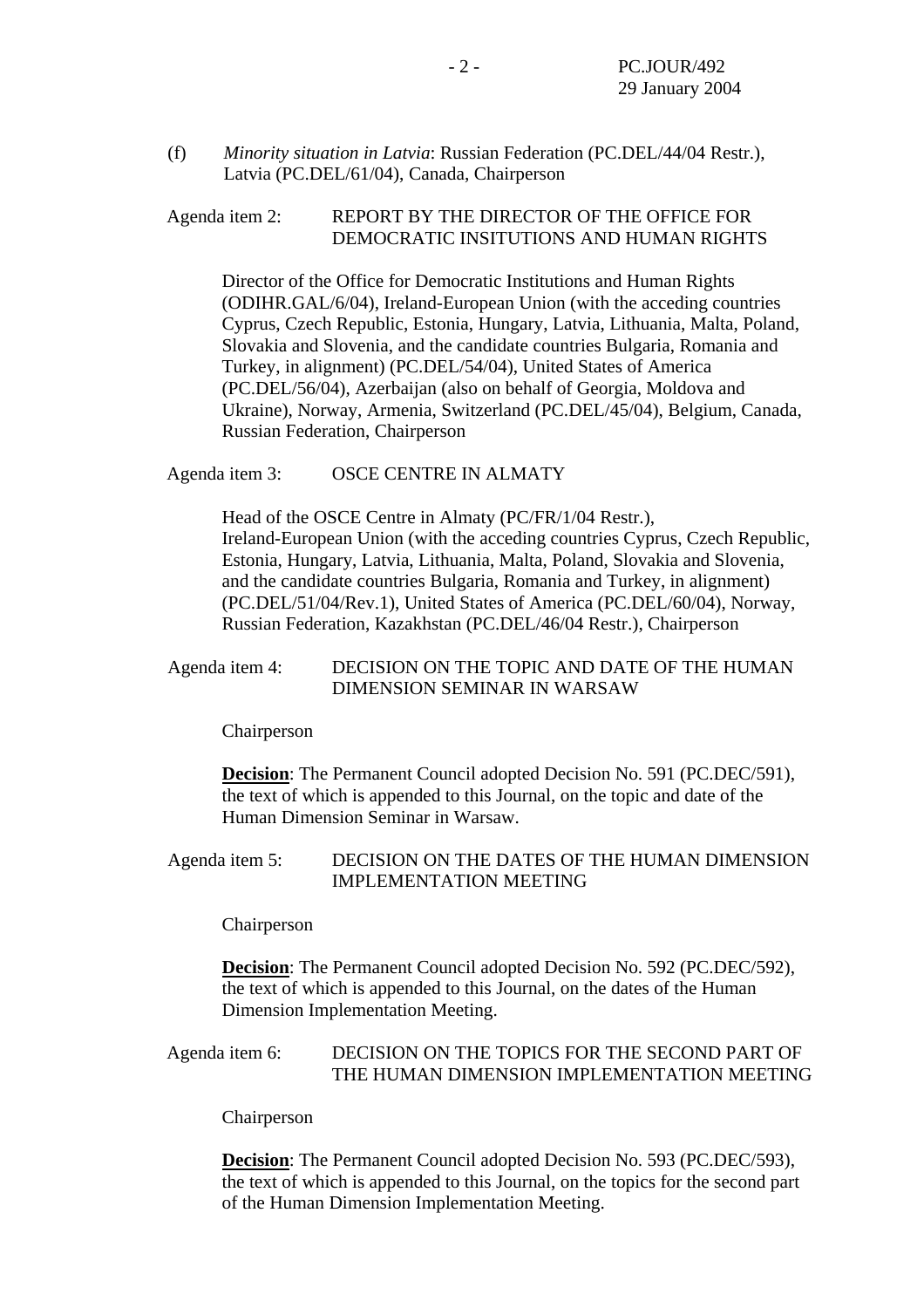(f) *Minority situation in Latvia*: Russian Federation (PC.DEL/44/04 Restr.), Latvia (PC.DEL/61/04), Canada, Chairperson

Agenda item 2: REPORT BY THE DIRECTOR OF THE OFFICE FOR DEMOCRATIC INSITUTIONS AND HUMAN RIGHTS

Director of the Office for Democratic Institutions and Human Rights (ODIHR.GAL/6/04), Ireland-European Union (with the acceding countries Cyprus, Czech Republic, Estonia, Hungary, Latvia, Lithuania, Malta, Poland, Slovakia and Slovenia, and the candidate countries Bulgaria, Romania and Turkey, in alignment) (PC.DEL/54/04), United States of America (PC.DEL/56/04), Azerbaijan (also on behalf of Georgia, Moldova and Ukraine), Norway, Armenia, Switzerland (PC.DEL/45/04), Belgium, Canada, Russian Federation, Chairperson

Agenda item 3: OSCE CENTRE IN ALMATY

Head of the OSCE Centre in Almaty (PC/FR/1/04 Restr.), Ireland-European Union (with the acceding countries Cyprus, Czech Republic, Estonia, Hungary, Latvia, Lithuania, Malta, Poland, Slovakia and Slovenia, and the candidate countries Bulgaria, Romania and Turkey, in alignment) (PC.DEL/51/04/Rev.1), United States of America (PC.DEL/60/04), Norway, Russian Federation, Kazakhstan (PC.DEL/46/04 Restr.), Chairperson

Agenda item 4: DECISION ON THE TOPIC AND DATE OF THE HUMAN DIMENSION SEMINAR IN WARSAW

Chairperson

**Decision**: The Permanent Council adopted Decision No. 591 (PC.DEC/591), the text of which is appended to this Journal, on the topic and date of the Human Dimension Seminar in Warsaw.

Agenda item 5: DECISION ON THE DATES OF THE HUMAN DIMENSION IMPLEMENTATION MEETING

Chairperson

**Decision**: The Permanent Council adopted Decision No. 592 (PC.DEC/592), the text of which is appended to this Journal, on the dates of the Human Dimension Implementation Meeting.

Agenda item 6: DECISION ON THE TOPICS FOR THE SECOND PART OF THE HUMAN DIMENSION IMPLEMENTATION MEETING

Chairperson

**Decision**: The Permanent Council adopted Decision No. 593 (PC.DEC/593), the text of which is appended to this Journal, on the topics for the second part of the Human Dimension Implementation Meeting.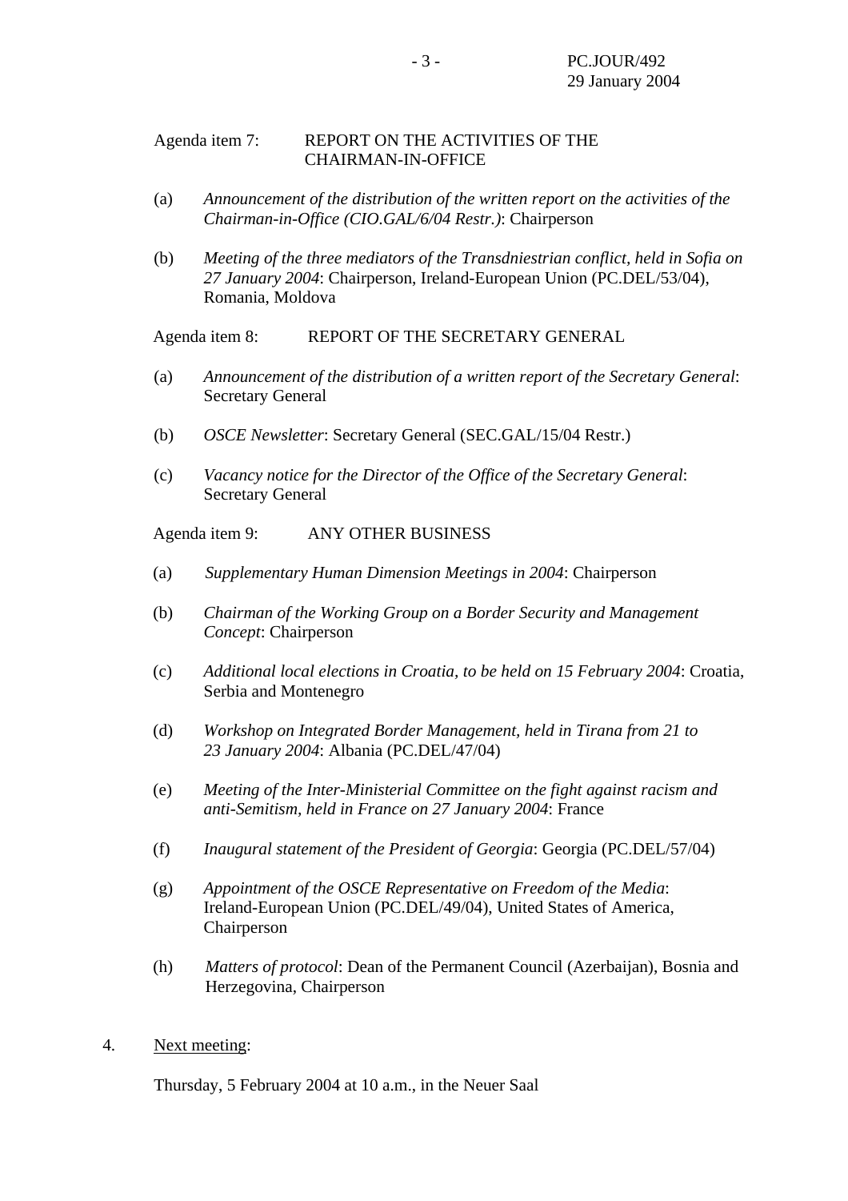Agenda item 7: REPORT ON THE ACTIVITIES OF THE CHAIRMAN-IN-OFFICE

(a) *Announcement of the distribution of the written report on the activities of the Chairman-in-Office (CIO.GAL/6/04 Restr.)*: Chairperson

(b) *Meeting of the three mediators of the Transdniestrian conflict, held in Sofia on 27 January 2004*: Chairperson, Ireland-European Union (PC.DEL/53/04), Romania, Moldova

Agenda item 8: REPORT OF THE SECRETARY GENERAL

(a) *Announcement of the distribution of a written report of the Secretary General*: Secretary General

(b) *OSCE Newsletter*: Secretary General (SEC.GAL/15/04 Restr.)

(c) *Vacancy notice for the Director of the Office of the Secretary General*: Secretary General

Agenda item 9: ANY OTHER BUSINESS

(a) *Supplementary Human Dimension Meetings in 2004*: Chairperson

(b) *Chairman of the Working Group on a Border Security and Management Concept*: Chairperson

(c) *Additional local elections in Croatia, to be held on 15 February 2004*: Croatia, Serbia and Montenegro

(d) *Workshop on Integrated Border Management, held in Tirana from 21 to 23 January 2004*: Albania (PC.DEL/47/04)

(e) *Meeting of the Inter-Ministerial Committee on the fight against racism and anti-Semitism, held in France on 27 January 2004*: France

(f) *Inaugural statement of the President of Georgia*: Georgia (PC.DEL/57/04)

(g) *Appointment of the OSCE Representative on Freedom of the Media*: Ireland-European Union (PC.DEL/49/04), United States of America, Chairperson

(h) *Matters of protocol*: Dean of the Permanent Council (Azerbaijan), Bosnia and Herzegovina, Chairperson

4. Next meeting:

Thursday, 5 February 2004 at 10 a.m., in the Neuer Saal